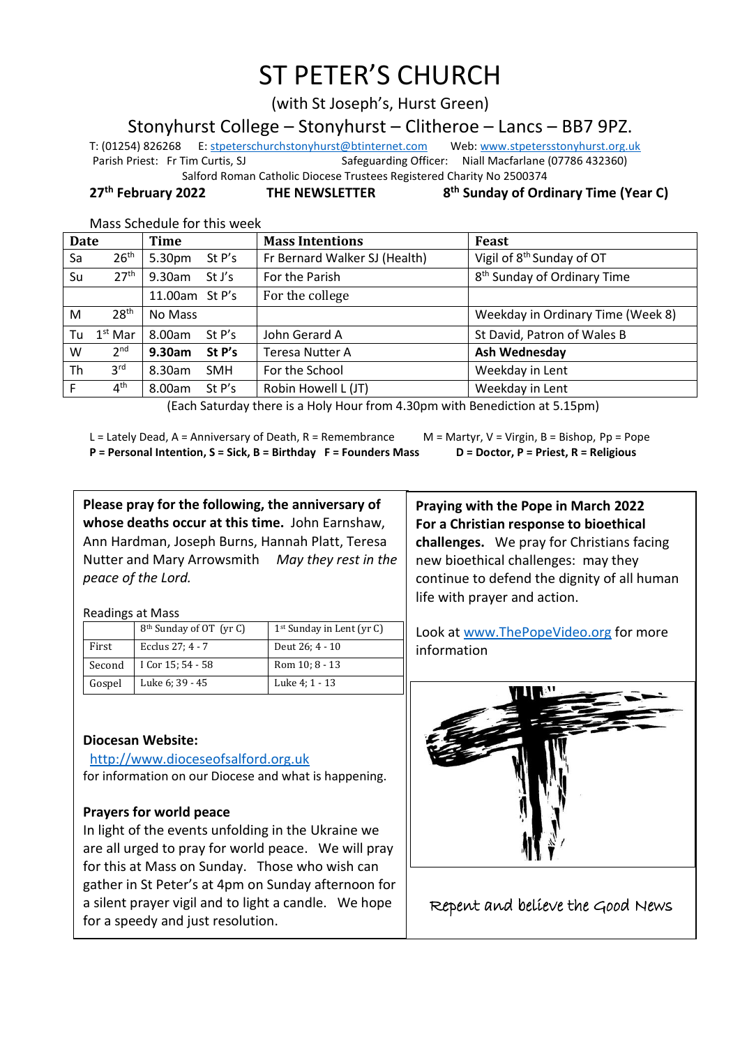# ST PETER'S CHURCH

(with St Joseph's, Hurst Green)

## Stonyhurst College – Stonyhurst – Clitheroe – Lancs – BB7 9PZ.

T: (01254) 826268 E: stpeterschurchstonyhurst@btinternet.com Web: www.stpetersstonyhurst.org.uk
Parish Priest: Fr Tim Curtis, SJ Safeguarding Officer: Niall Macfarlane (07786 432360)
Salford Roman Catholic Diocese Trustees Registered Charity No 2500374

**27th February 2022** **THE NEWSLETTER** **8th Sunday of Ordinary Time (Year C)**

Mass Schedule for this week

| Date | | Time | Mass Intentions | Feast |
|---|---|---|---|---|
| Sa | 26th | 5.30pm St P's | Fr Bernard Walker SJ (Health) | Vigil of 8th Sunday of OT |
| Su | 27th | 9.30am St J's | For the Parish | 8th Sunday of Ordinary Time |
| | | 11.00am St P's | For the college | |
| M | 28th | No Mass | | Weekday in Ordinary Time (Week 8) |
| Tu | 1st Mar | 8.00am St P's | John Gerard A | St David, Patron of Wales B |
| W | 2nd | **9.30am St P's** | Teresa Nutter A | **Ash Wednesday** |
| Th | 3rd | 8.30am SMH | For the School | Weekday in Lent |
| F | 4th | 8.00am St P's | Robin Howell L (JT) | Weekday in Lent |

(Each Saturday there is a Holy Hour from 4.30pm with Benediction at 5.15pm)

L = Lately Dead, A = Anniversary of Death, R = Remembrance M = Martyr, V = Virgin, B = Bishop, Pp = Pope
**P = Personal Intention, S = Sick, B = Birthday F = Founders Mass D = Doctor, P = Priest, R = Religious**

**Please pray for the following, the anniversary of whose deaths occur at this time.** John Earnshaw, Ann Hardman, Joseph Burns, Hannah Platt, Teresa Nutter and Mary Arrowsmith *May they rest in the peace of the Lord.*

Readings at Mass

| | 8th Sunday of OT (yr C) | 1st Sunday in Lent (yr C) |
|---|---|---|
| First | Ecclus 27; 4 - 7 | Deut 26; 4 - 10 |
| Second | I Cor 15; 54 - 58 | Rom 10; 8 - 13 |
| Gospel | Luke 6; 39 - 45 | Luke 4; 1 - 13 |

**Diocesan Website:**
http://www.dioceseofsalford.org.uk
for information on our Diocese and what is happening.

**Prayers for world peace**
In light of the events unfolding in the Ukraine we are all urged to pray for world peace. We will pray for this at Mass on Sunday. Those who wish can gather in St Peter's at 4pm on Sunday afternoon for a silent prayer vigil and to light a candle. We hope for a speedy and just resolution.

**Praying with the Pope in March 2022**
**For a Christian response to bioethical challenges.** We pray for Christians facing new bioethical challenges: may they continue to defend the dignity of all human life with prayer and action.

Look at www.ThePopeVideo.org for more information

Repent and believe the Good News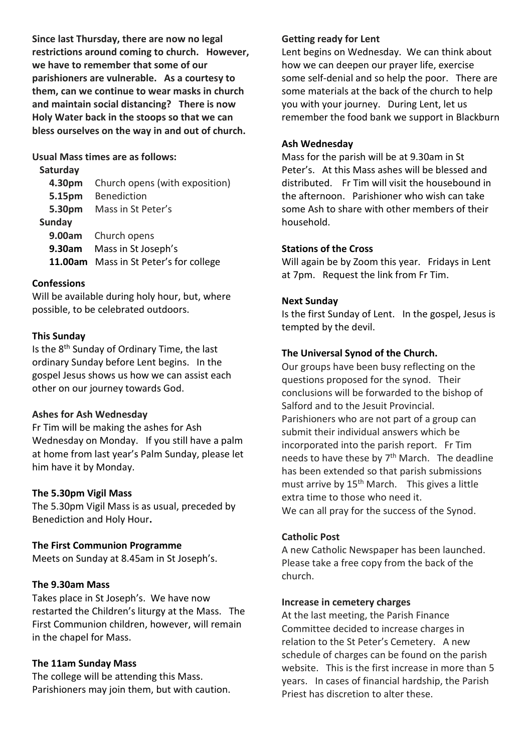**Since last Thursday, there are now no legal restrictions around coming to church. However, we have to remember that some of our parishioners are vulnerable. As a courtesy to them, can we continue to wear masks in church and maintain social distancing? There is now Holy Water back in the stoops so that we can bless ourselves on the way in and out of church.**

**Usual Mass times are as follows:**

**Saturday**

- **4.30pm** Church opens (with exposition)
- **5.15pm** Benediction
- **5.30pm** Mass in St Peter's

**Sunday**

- **9.00am** Church opens
- **9.30am** Mass in St Joseph's
- **11.00am** Mass in St Peter's for college

**Confessions**

Will be available during holy hour, but, where possible, to be celebrated outdoors.

**This Sunday**

Is the 8th Sunday of Ordinary Time, the last ordinary Sunday before Lent begins. In the gospel Jesus shows us how we can assist each other on our journey towards God.

**Ashes for Ash Wednesday**

Fr Tim will be making the ashes for Ash Wednesday on Monday. If you still have a palm at home from last year's Palm Sunday, please let him have it by Monday.

**The 5.30pm Vigil Mass**

The 5.30pm Vigil Mass is as usual, preceded by Benediction and Holy Hour**.**

**The First Communion Programme**

Meets on Sunday at 8.45am in St Joseph's.

**The 9.30am Mass**

Takes place in St Joseph's. We have now restarted the Children's liturgy at the Mass. The First Communion children, however, will remain in the chapel for Mass.

**The 11am Sunday Mass**

The college will be attending this Mass. Parishioners may join them, but with caution.

**Getting ready for Lent**

Lent begins on Wednesday. We can think about how we can deepen our prayer life, exercise some self-denial and so help the poor. There are some materials at the back of the church to help you with your journey. During Lent, let us remember the food bank we support in Blackburn

**Ash Wednesday**

Mass for the parish will be at 9.30am in St Peter's. At this Mass ashes will be blessed and distributed. Fr Tim will visit the housebound in the afternoon. Parishioner who wish can take some Ash to share with other members of their household.

**Stations of the Cross**

Will again be by Zoom this year. Fridays in Lent at 7pm. Request the link from Fr Tim.

**Next Sunday**

Is the first Sunday of Lent. In the gospel, Jesus is tempted by the devil.

**The Universal Synod of the Church.**

Our groups have been busy reflecting on the questions proposed for the synod. Their conclusions will be forwarded to the bishop of Salford and to the Jesuit Provincial. Parishioners who are not part of a group can submit their individual answers which be incorporated into the parish report. Fr Tim needs to have these by 7th March. The deadline has been extended so that parish submissions must arrive by 15th March. This gives a little extra time to those who need it.

We can all pray for the success of the Synod.

**Catholic Post**

A new Catholic Newspaper has been launched. Please take a free copy from the back of the church.

**Increase in cemetery charges**

At the last meeting, the Parish Finance Committee decided to increase charges in relation to the St Peter's Cemetery. A new schedule of charges can be found on the parish website. This is the first increase in more than 5 years. In cases of financial hardship, the Parish Priest has discretion to alter these.